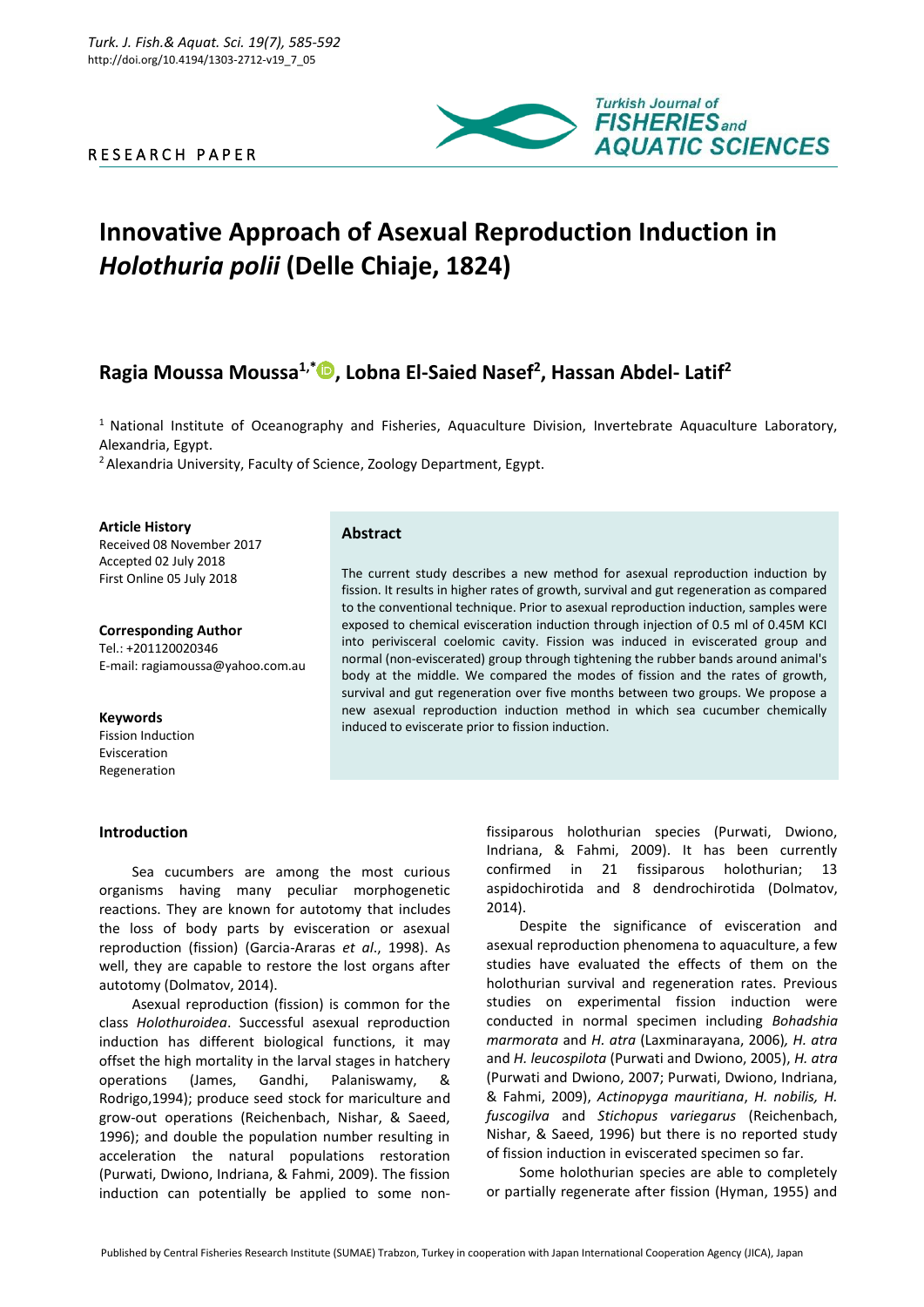RESEARCH PAPER

# Innovative Approach of Asexual Reproduction Induction in *Holothuria polii* (Delle Chiaje, 1824)

## Ragia Moussa Moussa[1,*], Lobna El-Saied Nasef[2], Hassan Abdel- Latif[2]

[1] National Institute of Oceanography and Fisheries, Aquaculture Division, Invertebrate Aquaculture Laboratory, Alexandria, Egypt.

[2] Alexandria University, Faculty of Science, Zoology Department, Egypt.

**Article History**
Received 08 November 2017
Accepted 02 July 2018
First Online 05 July 2018

**Corresponding Author**
Tel.: +201120020346
E-mail: ragiamoussa@yahoo.com.au

**Keywords**
Fission Induction
Evisceration
Regeneration

### Abstract

The current study describes a new method for asexual reproduction induction by fission. It results in higher rates of growth, survival and gut regeneration as compared to the conventional technique. Prior to asexual reproduction induction, samples were exposed to chemical evisceration induction through injection of 0.5 ml of 0.45M KCl into perivisceral coelomic cavity. Fission was induced in eviscerated group and normal (non-eviscerated) group through tightening the rubber bands around animal's body at the middle. We compared the modes of fission and the rates of growth, survival and gut regeneration over five months between two groups. We propose a new asexual reproduction induction method in which sea cucumber chemically induced to eviscerate prior to fission induction.

### Introduction

Sea cucumbers are among the most curious organisms having many peculiar morphogenetic reactions. They are known for autotomy that includes the loss of body parts by evisceration or asexual reproduction (fission) (Garcia-Araras *et al*., 1998). As well, they are capable to restore the lost organs after autotomy (Dolmatov, 2014).

Asexual reproduction (fission) is common for the class *Holothuroidea*. Successful asexual reproduction induction has different biological functions, it may offset the high mortality in the larval stages in hatchery operations (James, Gandhi, Palaniswamy, & Rodrigo,1994); produce seed stock for mariculture and grow-out operations (Reichenbach, Nishar, & Saeed, 1996); and double the population number resulting in acceleration the natural populations restoration (Purwati, Dwiono, Indriana, & Fahmi, 2009). The fission induction can potentially be applied to some non-fissiparous holothurian species (Purwati, Dwiono, Indriana, & Fahmi, 2009). It has been currently confirmed in 21 fissiparous holothurian; 13 aspidochirotida and 8 dendrochirotida (Dolmatov, 2014).

Despite the significance of evisceration and asexual reproduction phenomena to aquaculture, a few studies have evaluated the effects of them on the holothurian survival and regeneration rates. Previous studies on experimental fission induction were conducted in normal specimen including *Bohadshia marmorata* and *H. atra* (Laxminarayana, 2006)*, H. atra* and *H. leucospilota* (Purwati and Dwiono, 2005), *H. atra* (Purwati and Dwiono, 2007; Purwati, Dwiono, Indriana, & Fahmi, 2009), *Actinopyga mauritiana*, *H. nobilis, H. fuscogilva* and *Stichopus variegarus* (Reichenbach, Nishar, & Saeed, 1996) but there is no reported study of fission induction in eviscerated specimen so far.

Some holothurian species are able to completely or partially regenerate after fission (Hyman, 1955) and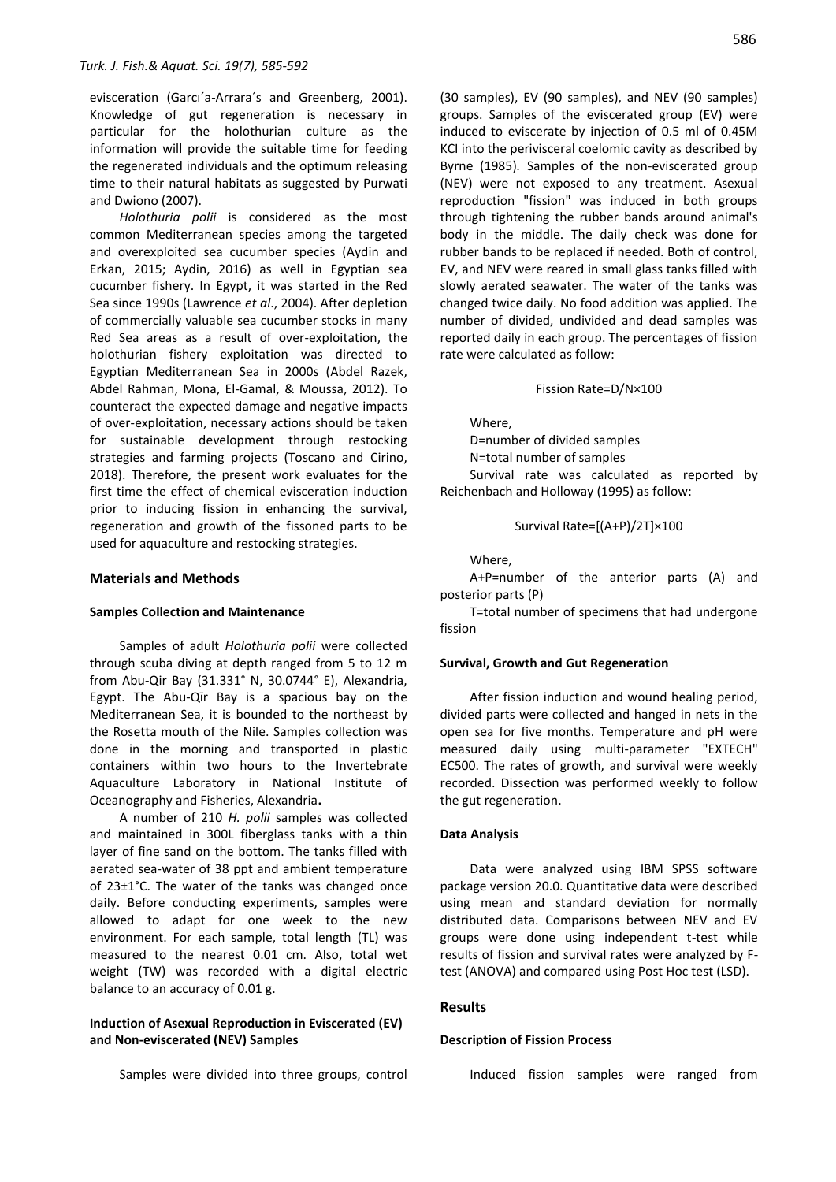evisceration (Garcı´a-Arrara´s and Greenberg, 2001). Knowledge of gut regeneration is necessary in particular for the holothurian culture as the information will provide the suitable time for feeding the regenerated individuals and the optimum releasing time to their natural habitats as suggested by Purwati and Dwiono (2007).

*Holothuria polii* is considered as the most common Mediterranean species among the targeted and overexploited sea cucumber species (Aydin and Erkan, 2015; Aydin, 2016) as well in Egyptian sea cucumber fishery. In Egypt, it was started in the Red Sea since 1990s (Lawrence *et al*., 2004). After depletion of commercially valuable sea cucumber stocks in many Red Sea areas as a result of over-exploitation, the holothurian fishery exploitation was directed to Egyptian Mediterranean Sea in 2000s (Abdel Razek, Abdel Rahman, Mona, El-Gamal, & Moussa, 2012). To counteract the expected damage and negative impacts of over-exploitation, necessary actions should be taken for sustainable development through restocking strategies and farming projects (Toscano and Cirino, 2018). Therefore, the present work evaluates for the first time the effect of chemical evisceration induction prior to inducing fission in enhancing the survival, regeneration and growth of the fissoned parts to be used for aquaculture and restocking strategies.

## Materials and Methods

### Samples Collection and Maintenance

Samples of adult *Holothuria polii* were collected through scuba diving at depth ranged from 5 to 12 m from Abu-Qir Bay (31.331° N, 30.0744° E), Alexandria, Egypt. The Abu-Qīr Bay is a spacious bay on the Mediterranean Sea, it is bounded to the northeast by the Rosetta mouth of the Nile. Samples collection was done in the morning and transported in plastic containers within two hours to the Invertebrate Aquaculture Laboratory in National Institute of Oceanography and Fisheries, Alexandria**.**

A number of 210 *H. polii* samples was collected and maintained in 300L fiberglass tanks with a thin layer of fine sand on the bottom. The tanks filled with aerated sea-water of 38 ppt and ambient temperature of 23±1°C. The water of the tanks was changed once daily. Before conducting experiments, samples were allowed to adapt for one week to the new environment. For each sample, total length (TL) was measured to the nearest 0.01 cm. Also, total wet weight (TW) was recorded with a digital electric balance to an accuracy of 0.01 g.

### Induction of Asexual Reproduction in Eviscerated (EV) and Non-eviscerated (NEV) Samples

Samples were divided into three groups, control (30 samples), EV (90 samples), and NEV (90 samples) groups. Samples of the eviscerated group (EV) were induced to eviscerate by injection of 0.5 ml of 0.45M KCl into the perivisceral coelomic cavity as described by Byrne (1985). Samples of the non-eviscerated group (NEV) were not exposed to any treatment. Asexual reproduction "fission" was induced in both groups through tightening the rubber bands around animal's body in the middle. The daily check was done for rubber bands to be replaced if needed. Both of control, EV, and NEV were reared in small glass tanks filled with slowly aerated seawater. The water of the tanks was changed twice daily. No food addition was applied. The number of divided, undivided and dead samples was reported daily in each group. The percentages of fission rate were calculated as follow:

$$\text{Fission Rate}=D/N\times 100$$

Where,

D=number of divided samples

N=total number of samples

Survival rate was calculated as reported by Reichenbach and Holloway (1995) as follow:

$$\text{Survival Rate}=[(A+P)/2T]\times 100$$

Where,

A+P=number of the anterior parts (A) and posterior parts (P)

T=total number of specimens that had undergone fission

### Survival, Growth and Gut Regeneration

After fission induction and wound healing period, divided parts were collected and hanged in nets in the open sea for five months. Temperature and pH were measured daily using multi-parameter "EXTECH" EC500. The rates of growth, and survival were weekly recorded. Dissection was performed weekly to follow the gut regeneration.

### Data Analysis

Data were analyzed using IBM SPSS software package version 20.0. Quantitative data were described using mean and standard deviation for normally distributed data. Comparisons between NEV and EV groups were done using independent t-test while results of fission and survival rates were analyzed by F-test (ANOVA) and compared using Post Hoc test (LSD).

## Results

### Description of Fission Process

Induced fission samples were ranged from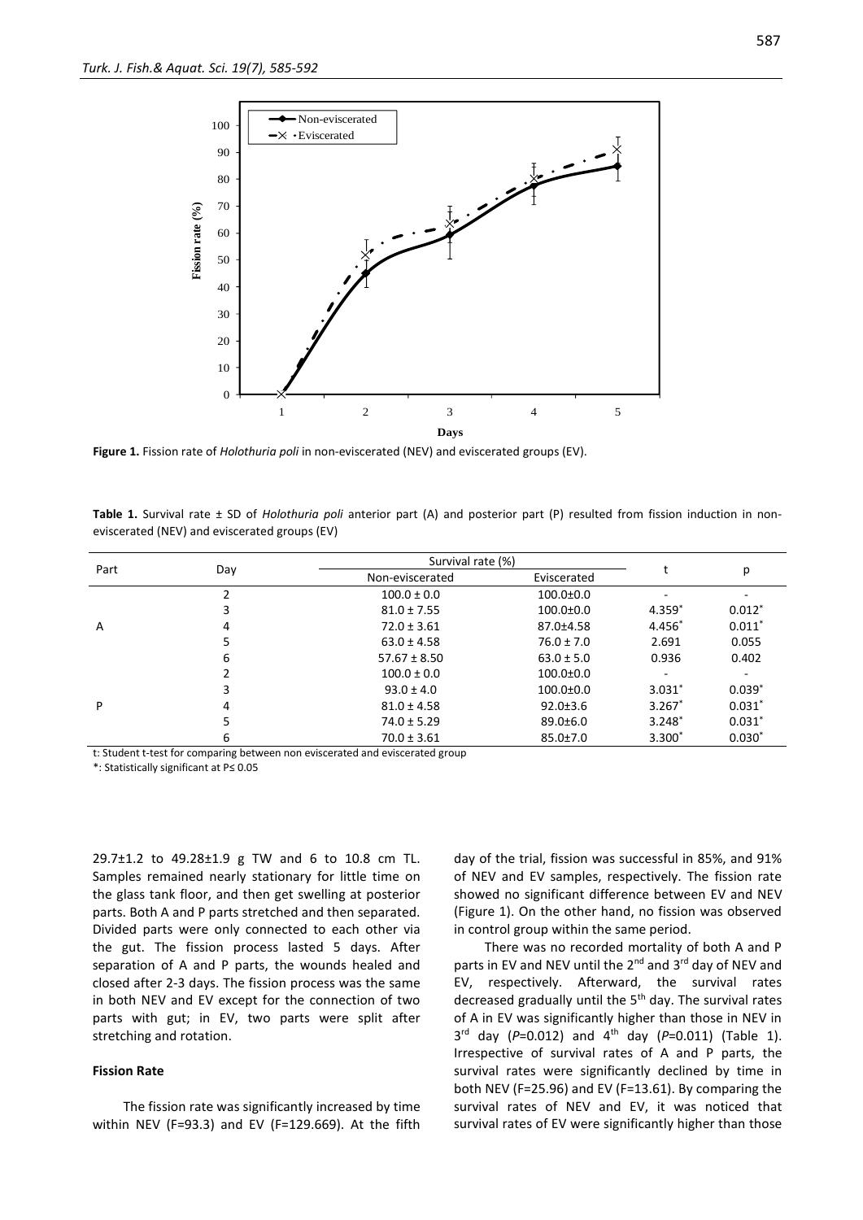**Figure 1.** Fission rate of *Holothuria poli* in non-eviscerated (NEV) and eviscerated groups (EV).

**Table 1.** Survival rate ± SD of *Holothuria poli* anterior part (A) and posterior part (P) resulted from fission induction in non-eviscerated (NEV) and eviscerated groups (EV)

| Part | Day | Survival rate (%) | | t | p |
|---|---|---|---|---|---|
| | | Non-eviscerated | Eviscerated | | |
| A | 2 | 100.0 ± 0.0 | 100.0±0.0 | - | - |
| | 3 | 81.0 ± 7.55 | 100.0±0.0 | 4.359* | 0.012* |
| | 4 | 72.0 ± 3.61 | 87.0±4.58 | 4.456* | 0.011* |
| | 5 | 63.0 ± 4.58 | 76.0 ± 7.0 | 2.691 | 0.055 |
| | 6 | 57.67 ± 8.50 | 63.0 ± 5.0 | 0.936 | 0.402 |
| P | 2 | 100.0 ± 0.0 | 100.0±0.0 | - | - |
| | 3 | 93.0 ± 4.0 | 100.0±0.0 | 3.031* | 0.039* |
| | 4 | 81.0 ± 4.58 | 92.0±3.6 | 3.267* | 0.031* |
| | 5 | 74.0 ± 5.29 | 89.0±6.0 | 3.248* | 0.031* |
| | 6 | 70.0 ± 3.61 | 85.0±7.0 | 3.300* | 0.030* |

t: Student t-test for comparing between non eviscerated and eviscerated group

*: Statistically significant at P≤ 0.05

29.7±1.2 to 49.28±1.9 g TW and 6 to 10.8 cm TL. Samples remained nearly stationary for little time on the glass tank floor, and then get swelling at posterior parts. Both A and P parts stretched and then separated. Divided parts were only connected to each other via the gut. The fission process lasted 5 days. After separation of A and P parts, the wounds healed and closed after 2-3 days. The fission process was the same in both NEV and EV except for the connection of two parts with gut; in EV, two parts were split after stretching and rotation.

#### Fission Rate

The fission rate was significantly increased by time within NEV (F=93.3) and EV (F=129.669). At the fifth day of the trial, fission was successful in 85%, and 91% of NEV and EV samples, respectively. The fission rate showed no significant difference between EV and NEV (Figure 1). On the other hand, no fission was observed in control group within the same period.

There was no recorded mortality of both A and P parts in EV and NEV until the 2[nd] and 3[rd] day of NEV and EV, respectively. Afterward, the survival rates decreased gradually until the 5[th] day. The survival rates of A in EV was significantly higher than those in NEV in 3[rd] day (*P*=0.012) and 4[th] day (*P*=0.011) (Table 1). Irrespective of survival rates of A and P parts, the survival rates were significantly declined by time in both NEV (F=25.96) and EV (F=13.61). By comparing the survival rates of NEV and EV, it was noticed that survival rates of EV were significantly higher than those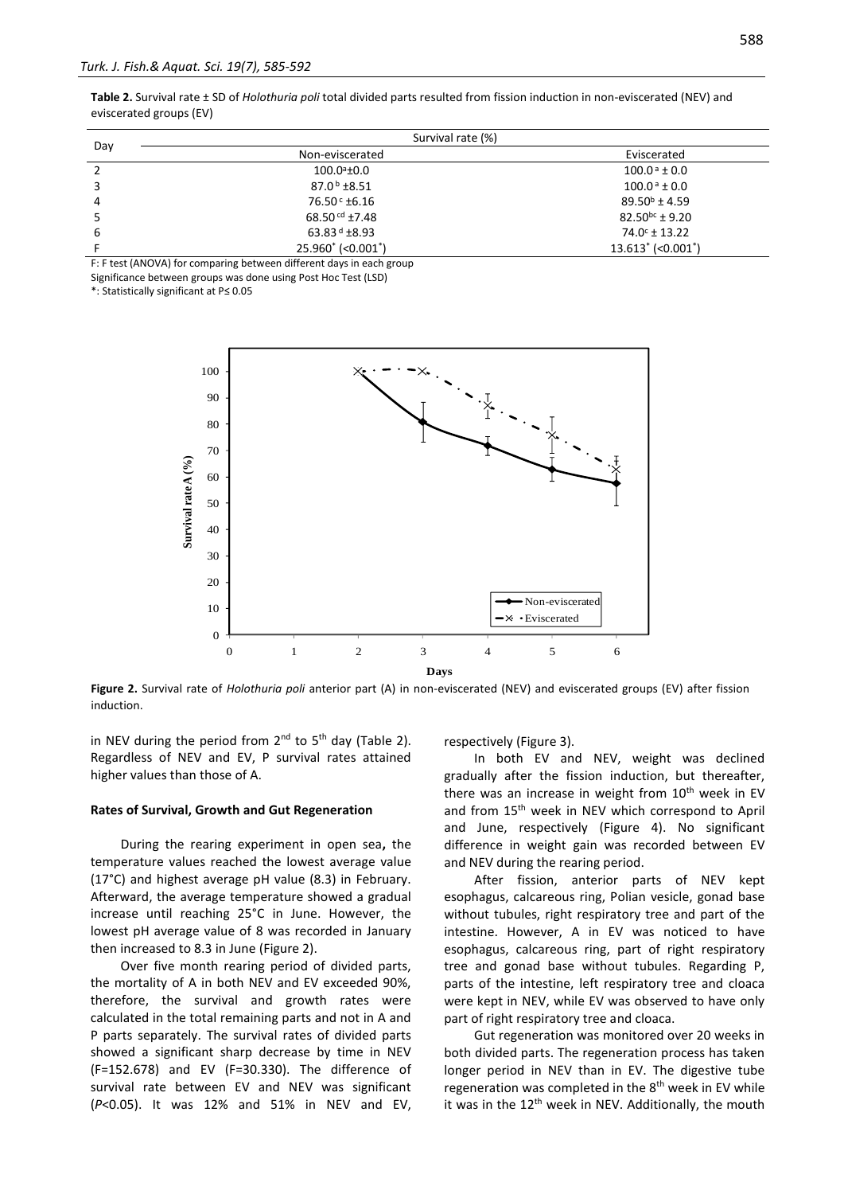**Table 2.** Survival rate ± SD of *Holothuria poli* total divided parts resulted from fission induction in non-eviscerated (NEV) and eviscerated groups (EV)

| Day | Survival rate (%) | |
|---|---|---|
| | Non-eviscerated | Eviscerated |
| 2 | 100.0[a]±0.0 | 100.0[a] ± 0.0 |
| 3 | 87.0[b] ±8.51 | 100.0[a] ± 0.0 |
| 4 | 76.50[c] ±6.16 | 89.50[b] ± 4.59 |
| 5 | 68.50[cd] ±7.48 | 82.50[bc] ± 9.20 |
| 6 | 63.83[d] ±8.93 | 74.0[c] ± 13.22 |
| F | 25.960* (<0.001*) | 13.613* (<0.001*) |

F: F test (ANOVA) for comparing between different days in each group
Significance between groups was done using Post Hoc Test (LSD)
*: Statistically significant at P≤ 0.05

**Figure 2.** Survival rate of *Holothuria poli* anterior part (A) in non-eviscerated (NEV) and eviscerated groups (EV) after fission induction.

in NEV during the period from 2[nd] to 5[th] day (Table 2). Regardless of NEV and EV, P survival rates attained higher values than those of A.

#### Rates of Survival, Growth and Gut Regeneration

During the rearing experiment in open sea**,** the temperature values reached the lowest average value (17°C) and highest average pH value (8.3) in February. Afterward, the average temperature showed a gradual increase until reaching 25°C in June. However, the lowest pH average value of 8 was recorded in January then increased to 8.3 in June (Figure 2).

Over five month rearing period of divided parts, the mortality of A in both NEV and EV exceeded 90%, therefore, the survival and growth rates were calculated in the total remaining parts and not in A and P parts separately. The survival rates of divided parts showed a significant sharp decrease by time in NEV (F=152.678) and EV (F=30.330). The difference of survival rate between EV and NEV was significant ($P$<0.05). It was 12% and 51% in NEV and EV, respectively (Figure 3).

In both EV and NEV, weight was declined gradually after the fission induction, but thereafter, there was an increase in weight from 10[th] week in EV and from 15[th] week in NEV which correspond to April and June, respectively (Figure 4). No significant difference in weight gain was recorded between EV and NEV during the rearing period.

After fission, anterior parts of NEV kept esophagus, calcareous ring, Polian vesicle, gonad base without tubules, right respiratory tree and part of the intestine. However, A in EV was noticed to have esophagus, calcareous ring, part of right respiratory tree and gonad base without tubules. Regarding P, parts of the intestine, left respiratory tree and cloaca were kept in NEV, while EV was observed to have only part of right respiratory tree and cloaca.

Gut regeneration was monitored over 20 weeks in both divided parts. The regeneration process has taken longer period in NEV than in EV. The digestive tube regeneration was completed in the 8[th] week in EV while it was in the 12[th] week in NEV. Additionally, the mouth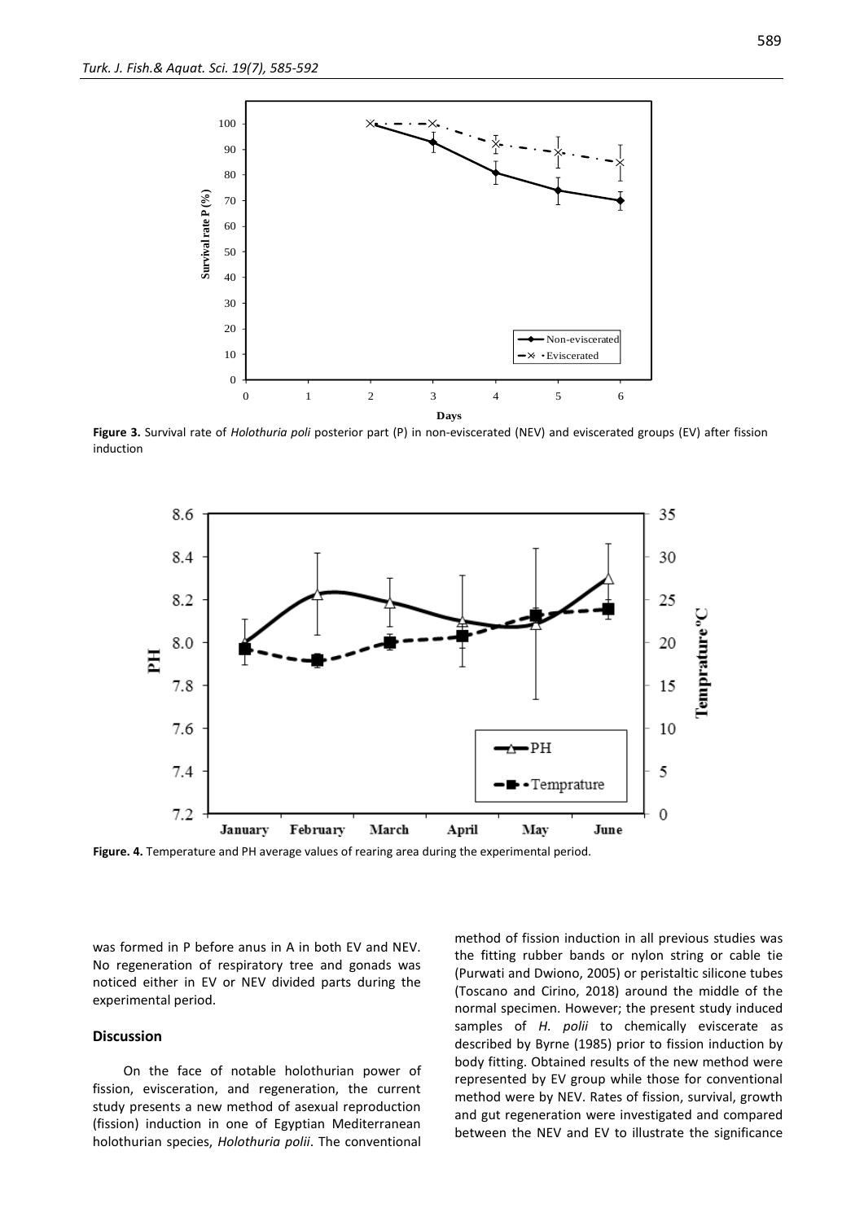**Figure 3.** Survival rate of *Holothuria poli* posterior part (P) in non-eviscerated (NEV) and eviscerated groups (EV) after fission induction

**Figure. 4.** Temperature and PH average values of rearing area during the experimental period.

was formed in P before anus in A in both EV and NEV. No regeneration of respiratory tree and gonads was noticed either in EV or NEV divided parts during the experimental period.

## Discussion

On the face of notable holothurian power of fission, evisceration, and regeneration, the current study presents a new method of asexual reproduction (fission) induction in one of Egyptian Mediterranean holothurian species, *Holothuria polii*. The conventional method of fission induction in all previous studies was the fitting rubber bands or nylon string or cable tie (Purwati and Dwiono, 2005) or peristaltic silicone tubes (Toscano and Cirino, 2018) around the middle of the normal specimen. However; the present study induced samples of *H. polii* to chemically eviscerate as described by Byrne (1985) prior to fission induction by body fitting. Obtained results of the new method were represented by EV group while those for conventional method were by NEV. Rates of fission, survival, growth and gut regeneration were investigated and compared between the NEV and EV to illustrate the significance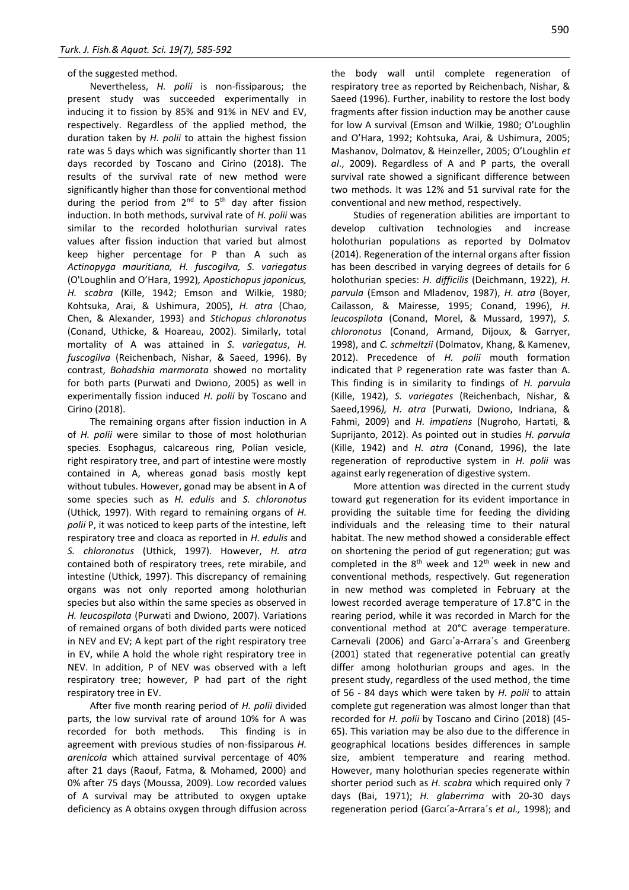of the suggested method.

Nevertheless, *H. polii* is non-fissiparous; the present study was succeeded experimentally in inducing it to fission by 85% and 91% in NEV and EV, respectively. Regardless of the applied method, the duration taken by *H. polii* to attain the highest fission rate was 5 days which was significantly shorter than 11 days recorded by Toscano and Cirino (2018). The results of the survival rate of new method were significantly higher than those for conventional method during the period from 2nd to 5th day after fission induction. In both methods, survival rate of *H. polii* was similar to the recorded holothurian survival rates values after fission induction that varied but almost keep higher percentage for P than A such as *Actinopyga mauritiana, H. fuscogilva, S. variegatus* (O'Loughlin and O'Hara, 1992), *Apostichopus japonicus, H. scabra* (Kille, 1942; Emson and Wilkie, 1980; Kohtsuka, Arai, & Ushimura, 2005), *H. atra* (Chao, Chen, & Alexander, 1993) and *Stichopus chloronotus* (Conand, Uthicke, & Hoareau, 2002). Similarly, total mortality of A was attained in *S. variegatus*, *H. fuscogilva* (Reichenbach, Nishar, & Saeed, 1996). By contrast, *Bohadshia marmorata* showed no mortality for both parts (Purwati and Dwiono, 2005) as well in experimentally fission induced *H. polii* by Toscano and Cirino (2018).

The remaining organs after fission induction in A of *H. polii* were similar to those of most holothurian species. Esophagus, calcareous ring, Polian vesicle, right respiratory tree, and part of intestine were mostly contained in A, whereas gonad basis mostly kept without tubules. However, gonad may be absent in A of some species such as *H. edulis* and *S. chloronotus* (Uthick, 1997). With regard to remaining organs of *H. polii* P, it was noticed to keep parts of the intestine, left respiratory tree and cloaca as reported in *H. edulis* and *S. chloronotus* (Uthick, 1997). However, *H. atra* contained both of respiratory trees, rete mirabile, and intestine (Uthick, 1997). This discrepancy of remaining organs was not only reported among holothurian species but also within the same species as observed in *H. leucospilota* (Purwati and Dwiono, 2007). Variations of remained organs of both divided parts were noticed in NEV and EV; A kept part of the right respiratory tree in EV, while A hold the whole right respiratory tree in NEV. In addition, P of NEV was observed with a left respiratory tree; however, P had part of the right respiratory tree in EV.

After five month rearing period of *H. polii* divided parts, the low survival rate of around 10% for A was recorded for both methods. This finding is in agreement with previous studies of non-fissiparous *H. arenicola* which attained survival percentage of 40% after 21 days (Raouf, Fatma, & Mohamed, 2000) and 0% after 75 days (Moussa, 2009). Low recorded values of A survival may be attributed to oxygen uptake deficiency as A obtains oxygen through diffusion across the body wall until complete regeneration of respiratory tree as reported by Reichenbach, Nishar, & Saeed (1996). Further, inability to restore the lost body fragments after fission induction may be another cause for low A survival (Emson and Wilkie, 1980; O'Loughlin and O'Hara, 1992; Kohtsuka, Arai, & Ushimura, 2005; Mashanov, Dolmatov, & Heinzeller, 2005; O'Loughlin *et al*., 2009). Regardless of A and P parts, the overall survival rate showed a significant difference between two methods. It was 12% and 51 survival rate for the conventional and new method, respectively.

Studies of regeneration abilities are important to develop cultivation technologies and increase holothurian populations as reported by Dolmatov (2014). Regeneration of the internal organs after fission has been described in varying degrees of details for 6 holothurian species: *H. difficilis* (Deichmann, 1922), *H. parvula* (Emson and Mladenov, 1987), *H. atra* (Boyer, Cailasson, & Mairesse, 1995; Conand, 1996), *H. leucospilota* (Conand, Morel, & Mussard, 1997), *S. chloronotus* (Conand, Armand, Dijoux, & Garryer, 1998), and *C. schmeltzii* (Dolmatov, Khang, & Kamenev, 2012). Precedence of *H. polii* mouth formation indicated that P regeneration rate was faster than A. This finding is in similarity to findings of *H. parvula* (Kille, 1942), *S. variegates* (Reichenbach, Nishar, & Saeed,1996*), H. atra* (Purwati, Dwiono, Indriana, & Fahmi, 2009) and *H. impatiens* (Nugroho, Hartati, & Suprijanto, 2012). As pointed out in studies *H. parvula* (Kille, 1942) and *H. atra* (Conand, 1996), the late regeneration of reproductive system in *H. polii* was against early regeneration of digestive system.

More attention was directed in the current study toward gut regeneration for its evident importance in providing the suitable time for feeding the dividing individuals and the releasing time to their natural habitat. The new method showed a considerable effect on shortening the period of gut regeneration; gut was completed in the 8th week and 12th week in new and conventional methods, respectively. Gut regeneration in new method was completed in February at the lowest recorded average temperature of 17.8°C in the rearing period, while it was recorded in March for the conventional method at 20°C average temperature. Carnevali (2006) and Garcı´a-Arrara´s and Greenberg (2001) stated that regenerative potential can greatly differ among holothurian groups and ages. In the present study, regardless of the used method, the time of 56 - 84 days which were taken by *H. polii* to attain complete gut regeneration was almost longer than that recorded for *H. polii* by Toscano and Cirino (2018) (45-65). This variation may be also due to the difference in geographical locations besides differences in sample size, ambient temperature and rearing method. However, many holothurian species regenerate within shorter period such as *H. scabra* which required only 7 days (Bai, 1971); *H. glaberrima* with 20-30 days regeneration period (Garcı´a-Arrara´s *et al.,* 1998); and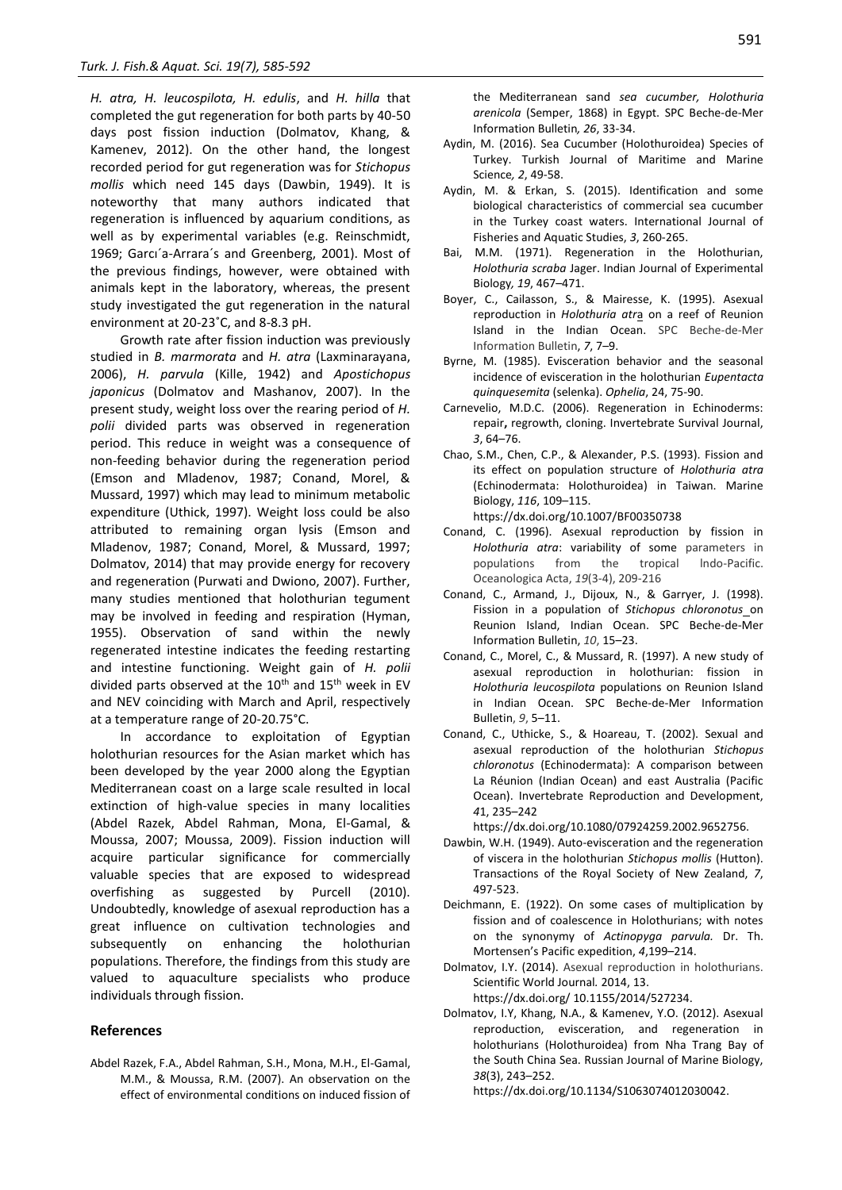*H. atra, H. leucospilota, H. edulis*, and *H. hilla* that completed the gut regeneration for both parts by 40-50 days post fission induction (Dolmatov, Khang, & Kamenev, 2012). On the other hand, the longest recorded period for gut regeneration was for *Stichopus mollis* which need 145 days (Dawbin, 1949). It is noteworthy that many authors indicated that regeneration is influenced by aquarium conditions, as well as by experimental variables (e.g. Reinschmidt, 1969; Garcı´a-Arrara´s and Greenberg, 2001). Most of the previous findings, however, were obtained with animals kept in the laboratory, whereas, the present study investigated the gut regeneration in the natural environment at 20-23˚C, and 8-8.3 pH.

Growth rate after fission induction was previously studied in *B. marmorata* and *H. atra* (Laxminarayana, 2006), *H. parvula* (Kille, 1942) and *Apostichopus japonicus* (Dolmatov and Mashanov, 2007). In the present study, weight loss over the rearing period of *H. polii* divided parts was observed in regeneration period. This reduce in weight was a consequence of non-feeding behavior during the regeneration period (Emson and Mladenov, 1987; Conand, Morel, & Mussard, 1997) which may lead to minimum metabolic expenditure (Uthick, 1997). Weight loss could be also attributed to remaining organ lysis (Emson and Mladenov, 1987; Conand, Morel, & Mussard, 1997; Dolmatov, 2014) that may provide energy for recovery and regeneration (Purwati and Dwiono, 2007). Further, many studies mentioned that holothurian tegument may be involved in feeding and respiration (Hyman, 1955). Observation of sand within the newly regenerated intestine indicates the feeding restarting and intestine functioning. Weight gain of *H. polii* divided parts observed at the 10th and 15th week in EV and NEV coinciding with March and April, respectively at a temperature range of 20-20.75°C.

In accordance to exploitation of Egyptian holothurian resources for the Asian market which has been developed by the year 2000 along the Egyptian Mediterranean coast on a large scale resulted in local extinction of high-value species in many localities (Abdel Razek, Abdel Rahman, Mona, El-Gamal, & Moussa, 2007; Moussa, 2009). Fission induction will acquire particular significance for commercially valuable species that are exposed to widespread overfishing as suggested by Purcell (2010). Undoubtedly, knowledge of asexual reproduction has a great influence on cultivation technologies and subsequently on enhancing the holothurian populations. Therefore, the findings from this study are valued to aquaculture specialists who produce individuals through fission.

## References

Abdel Razek, F.A., Abdel Rahman, S.H., Mona, M.H., El-Gamal, M.M., & Moussa, R.M. (2007). An observation on the effect of environmental conditions on induced fission of the Mediterranean sand *sea cucumber, Holothuria arenicola* (Semper, 1868) in Egypt. SPC Beche-de-Mer Information Bulletin*, 26*, 33-34.

Aydin, M. (2016). Sea Cucumber (Holothuroidea) Species of Turkey. Turkish Journal of Maritime and Marine Science*, 2*, 49-58.

Aydin, M. & Erkan, S. (2015). Identification and some biological characteristics of commercial sea cucumber in the Turkey coast waters. International Journal of Fisheries and Aquatic Studies, *3*, 260-265.

Bai, M.M. (1971). Regeneration in the Holothurian, *Holothuria scraba* Jager. Indian Journal of Experimental Biology*, 19*, 467–471.

Boyer, C., Cailasson, S., & Mairesse, K. (1995). Asexual reproduction in *Holothuria atra* on a reef of Reunion Island in the Indian Ocean. SPC Beche-de-Mer Information Bulletin, *7*, 7–9.

Byrne, M. (1985). Evisceration behavior and the seasonal incidence of evisceration in the holothurian *Eupentacta quinquesemita* (selenka). *Ophelia*, 24, 75-90.

Carnevelio, M.D.C. (2006). Regeneration in Echinoderms: repair**,** regrowth, cloning. Invertebrate Survival Journal, *3*, 64–76.

Chao, S.M., Chen, C.P., & Alexander, P.S. (1993). Fission and its effect on population structure of *Holothuria atra* (Echinodermata: Holothuroidea) in Taiwan. Marine Biology, *116*, 109–115. https://dx.doi.org/10.1007/BF00350738

Conand, C. (1996). Asexual reproduction by fission in *Holothuria atra*: variability of some parameters in populations from the tropical lndo-Pacific. Oceanologica Acta, *19*(3-4), 209-216

Conand, C., Armand, J., Dijoux, N., & Garryer, J. (1998). Fission in a population of *Stichopus chloronotus* on Reunion Island, Indian Ocean. SPC Beche-de-Mer Information Bulletin, *10*, 15–23.

Conand, C., Morel, C., & Mussard, R. (1997). A new study of asexual reproduction in holothurian: fission in *Holothuria leucospilota* populations on Reunion Island in Indian Ocean. SPC Beche-de-Mer Information Bulletin, *9*, 5–11.

Conand, C., Uthicke, S., & Hoareau, T. (2002). Sexual and asexual reproduction of the holothurian *Stichopus chloronotus* (Echinodermata): A comparison between La Réunion (Indian Ocean) and east Australia (Pacific Ocean). Invertebrate Reproduction and Development, *4*1, 235–242 https://dx.doi.org/10.1080/07924259.2002.9652756.

Dawbin, W.H. (1949). Auto-evisceration and the regeneration of viscera in the holothurian *Stichopus mollis* (Hutton). Transactions of the Royal Society of New Zealand, *7*, 497-523.

Deichmann, E. (1922). On some cases of multiplication by fission and of coalescence in Holothurians; with notes on the synonymy of *Actinopyga parvula.* Dr. Th. Mortensen's Pacific expedition, *4*,199–214.

Dolmatov, I.Y. (2014). Asexual reproduction in holothurians. Scientific World Journal*.* 2014, 13. https://dx.doi.org/ 10.1155/2014/527234.

Dolmatov, I.Y, Khang, N.A., & Kamenev, Y.O. (2012). Asexual reproduction, evisceration, and regeneration in holothurians (Holothuroidea) from Nha Trang Bay of the South China Sea. Russian Journal of Marine Biology, *38*(3), 243–252. https://dx.doi.org/10.1134/S1063074012030042.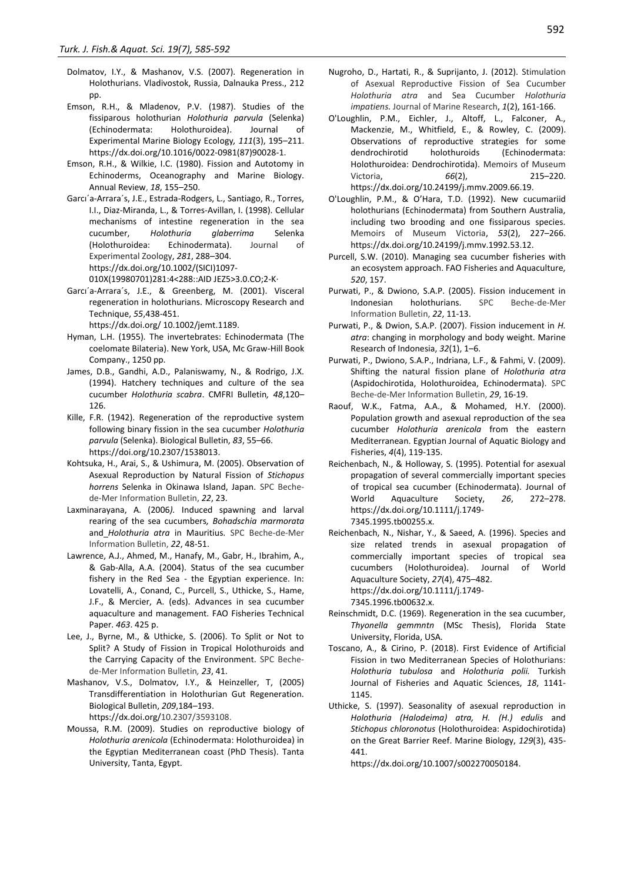Dolmatov, I.Y., & Mashanov, V.S. (2007). Regeneration in Holothurians. Vladivostok, Russia, Dalnauka Press., 212 pp.

Emson, R.H., & Mladenov, P.V. (1987). Studies of the fissiparous holothurian *Holothuria parvula* (Selenka) (Echinodermata: Holothuroidea). Journal of Experimental Marine Biology Ecology, *111*(3), 195–211. https://dx.doi.org/10.1016/0022-0981(87)90028-1.

Emson, R.H., & Wilkie, I.C. (1980). Fission and Autotomy in Echinoderms, Oceanography and Marine Biology. Annual Review, *18*, 155–250.

Garcı´a-Arrara´s, J.E., Estrada-Rodgers, L., Santiago, R., Torres, I.I., Diaz-Miranda, L., & Torres-Avillan, I. (1998). Cellular mechanisms of intestine regeneration in the sea cucumber, *Holothuria glaberrima* Selenka (Holothuroidea: Echinodermata). Journal of Experimental Zoology, *281*, 288–304. https://dx.doi.org/10.1002/(SICI)1097-010X(19980701)281:4<288::AID JEZ5>3.0.CO;2-K·

Garcı´a-Arrara´s, J.E., & Greenberg, M. (2001). Visceral regeneration in holothurians. Microscopy Research and Technique, *55*,438-451. https://dx.doi.org/ 10.1002/jemt.1189.

Hyman, L.H. (1955). The invertebrates: Echinodermata (The coelomate Bilateria). New York, USA, Mc Graw-Hill Book Company., 1250 pp.

James, D.B., Gandhi, A.D., Palaniswamy, N., & Rodrigo, J.X. (1994). Hatchery techniques and culture of the sea cucumber *Holothuria scabra*. CMFRI Bulletin*, 48*,120–126.

Kille, F.R. (1942). Regeneration of the reproductive system following binary fission in the sea cucumber *Holothuria parvula* (Selenka). Biological Bulletin, *83*, 55–66. https://doi.org/10.2307/1538013.

Kohtsuka, H., Arai, S., & Ushimura, M. (2005). Observation of Asexual Reproduction by Natural Fission of *Stichopus horrens* Selenka in Okinawa Island, Japan. SPC Beche-de-Mer Information Bulletin, *22*, 23.

Laxminarayana, A. (2006*).* Induced spawning and larval rearing of the sea cucumbers*, Bohadschia marmorata* and *Holothuria atra* in Mauritius. SPC Beche-de-Mer Information Bulletin, *22*, 48-51.

Lawrence, A.J., Ahmed, M., Hanafy, M., Gabr, H., Ibrahim, A., & Gab-Alla, A.A. (2004). Status of the sea cucumber fishery in the Red Sea - the Egyptian experience. In: Lovatelli, A., Conand, C., Purcell, S., Uthicke, S., Hame, J.F., & Mercier, A. (eds). Advances in sea cucumber aquaculture and management. FAO Fisheries Technical Paper. *463*. 425 p.

Lee, J., Byrne, M., & Uthicke, S. (2006). To Split or Not to Split? A Study of Fission in Tropical Holothuroids and the Carrying Capacity of the Environment. SPC Beche-de-Mer Information Bulletin*, 23*, 41.

Mashanov, V.S., Dolmatov, I.Y., & Heinzeller, T, (2005) Transdifferentiation in Holothurian Gut Regeneration. Biological Bulletin, *209*,184–193. https://dx.doi.org/10.2307/3593108.

Moussa, R.M. (2009). Studies on reproductive biology of *Holothuria arenicola* (Echinodermata: Holothuroidea) in the Egyptian Mediterranean coast (PhD Thesis). Tanta University, Tanta, Egypt.

Nugroho, D., Hartati, R., & Suprijanto, J. (2012). Stimulation of Asexual Reproductive Fission of Sea Cucumber *Holothuria atra* and Sea Cucumber *Holothuria impatiens.* Journal of Marine Research, *1*(2), 161-166.

O'Loughlin, P.M., Eichler, J., Altoff, L., Falconer, A., Mackenzie, M., Whitfield, E., & Rowley, C. (2009). Observations of reproductive strategies for some dendrochirotid holothuroids (Echinodermata: Holothuroidea: Dendrochirotida). Memoirs of Museum Victoria, *66*(2), 215–220. https://dx.doi.org/10.24199/j.mmv.2009.66.19.

O'Loughlin, P.M., & O'Hara, T.D. (1992). New cucumariid holothurians (Echinodermata) from Southern Australia, including two brooding and one fissiparous species. Memoirs of Museum Victoria, *53*(2), 227–266. https://dx.doi.org/10.24199/j.mmv.1992.53.12.

Purcell, S.W. (2010). Managing sea cucumber fisheries with an ecosystem approach. FAO Fisheries and Aquaculture, *520*, 157.

Purwati, P., & Dwiono, S.A.P. (2005). Fission inducement in Indonesian holothurians. SPC Beche-de-Mer Information Bulletin, *22*, 11-13.

Purwati, P., & Dwion, S.A.P. (2007). Fission inducement in *H. atra*: changing in morphology and body weight. Marine Research of Indonesia, *32*(1), 1–6.

Purwati, P., Dwiono, S.A.P., Indriana, L.F., & Fahmi, V. (2009). Shifting the natural fission plane of *Holothuria atra* (Aspidochirotida, Holothuroidea, Echinodermata). SPC Beche-de-Mer Information Bulletin, *29*, 16-19.

Raouf, W.K., Fatma, A.A., & Mohamed, H.Y. (2000). Population growth and asexual reproduction of the sea cucumber *Holothuria arenicola* from the eastern Mediterranean. Egyptian Journal of Aquatic Biology and Fisheries, *4*(4), 119-135.

Reichenbach, N., & Holloway, S. (1995). Potential for asexual propagation of several commercially important species of tropical sea cucumber (Echinodermata). Journal of World Aquaculture Society, *26*, 272–278. https://dx.doi.org/10.1111/j.1749-7345.1995.tb00255.x.

Reichenbach, N., Nishar, Y., & Saeed, A. (1996). Species and size related trends in asexual propagation of commercially important species of tropical sea cucumbers (Holothuroidea). Journal of World Aquaculture Society, *27*(4), 475–482. https://dx.doi.org/10.1111/j.1749-7345.1996.tb00632.x.

Reinschmidt, D.C. (1969). Regeneration in the sea cucumber, *Thyonella gemmntn* (MSc Thesis), Florida State University, Florida, USA.

Toscano, A., & Cirino, P. (2018). First Evidence of Artificial Fission in two Mediterranean Species of Holothurians: *Holothuria tubulosa* and *Holothuria polii.* Turkish Journal of Fisheries and Aquatic Sciences, *18*, 1141-1145.

Uthicke, S. (1997). Seasonality of asexual reproduction in *Holothuria (Halodeima) atra, H. (H.) edulis* and *Stichopus chloronotus* (Holothuroidea: Aspidochirotida) on the Great Barrier Reef. Marine Biology, *129*(3), 435-441. https://dx.doi.org/10.1007/s002270050184.